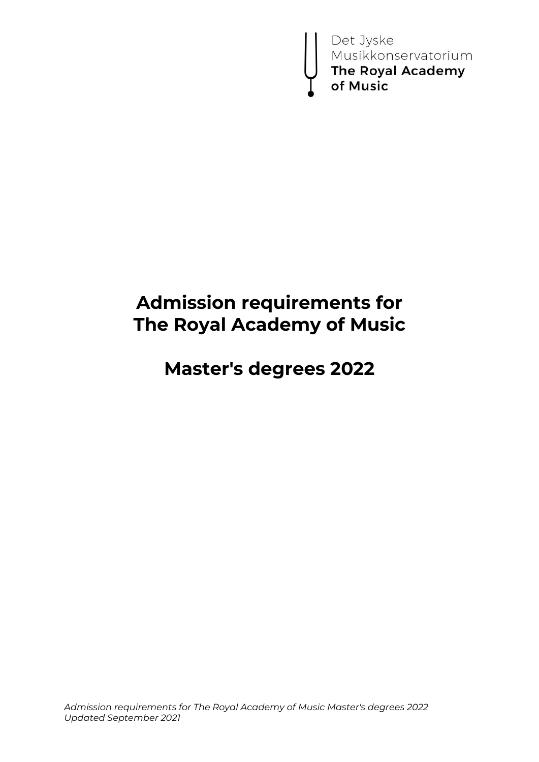Det Jyske
Musikkonservatorium
**The Royal Academy
of Music**

# Admission requirements for The Royal Academy of Music

# Master's degrees 2022

*Admission requirements for The Royal Academy of Music Master's degrees 2022*
*Updated September 2021*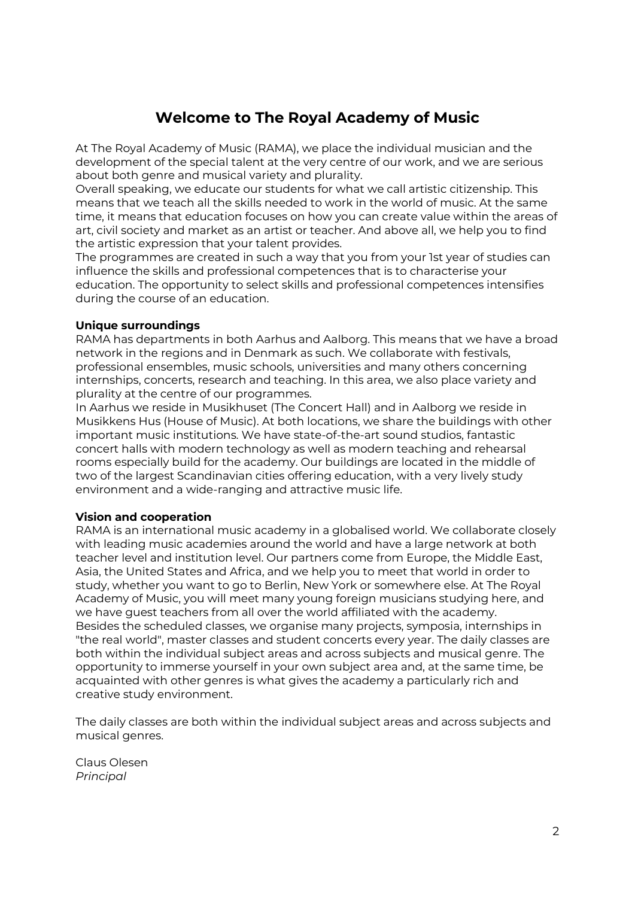# Welcome to The Royal Academy of Music

At The Royal Academy of Music (RAMA), we place the individual musician and the development of the special talent at the very centre of our work, and we are serious about both genre and musical variety and plurality.

Overall speaking, we educate our students for what we call artistic citizenship. This means that we teach all the skills needed to work in the world of music. At the same time, it means that education focuses on how you can create value within the areas of art, civil society and market as an artist or teacher. And above all, we help you to find the artistic expression that your talent provides.

The programmes are created in such a way that you from your 1st year of studies can influence the skills and professional competences that is to characterise your education. The opportunity to select skills and professional competences intensifies during the course of an education.

**Unique surroundings**

RAMA has departments in both Aarhus and Aalborg. This means that we have a broad network in the regions and in Denmark as such. We collaborate with festivals, professional ensembles, music schools, universities and many others concerning internships, concerts, research and teaching. In this area, we also place variety and plurality at the centre of our programmes.

In Aarhus we reside in Musikhuset (The Concert Hall) and in Aalborg we reside in Musikkens Hus (House of Music). At both locations, we share the buildings with other important music institutions. We have state-of-the-art sound studios, fantastic concert halls with modern technology as well as modern teaching and rehearsal rooms especially build for the academy. Our buildings are located in the middle of two of the largest Scandinavian cities offering education, with a very lively study environment and a wide-ranging and attractive music life.

**Vision and cooperation**

RAMA is an international music academy in a globalised world. We collaborate closely with leading music academies around the world and have a large network at both teacher level and institution level. Our partners come from Europe, the Middle East, Asia, the United States and Africa, and we help you to meet that world in order to study, whether you want to go to Berlin, New York or somewhere else. At The Royal Academy of Music, you will meet many young foreign musicians studying here, and we have guest teachers from all over the world affiliated with the academy.

Besides the scheduled classes, we organise many projects, symposia, internships in "the real world", master classes and student concerts every year. The daily classes are both within the individual subject areas and across subjects and musical genre. The opportunity to immerse yourself in your own subject area and, at the same time, be acquainted with other genres is what gives the academy a particularly rich and creative study environment.

The daily classes are both within the individual subject areas and across subjects and musical genres.

Claus Olesen
*Principal*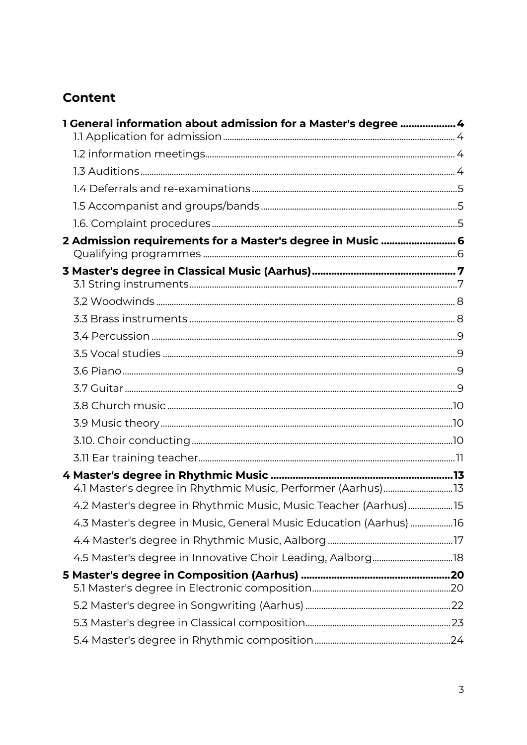## Content

**1 General information about admission for a Master's degree .................... 4**

1.1 Application for admission ........ 4

1.2 information meetings........ 4

1.3 Auditions........ 4

1.4 Deferrals and re-examinations........ 5

1.5 Accompanist and groups/bands........ 5

1.6. Complaint procedures........ 5

**2 Admission requirements for a Master's degree in Music .......................... 6**

Qualifying programmes ........ 6

**3 Master's degree in Classical Music (Aarhus)........ 7**

3.1 String instruments........ 7

3.2 Woodwinds........ 8

3.3 Brass instruments ........ 8

3.4 Percussion ........ 9

3.5 Vocal studies ........ 9

3.6 Piano........ 9

3.7 Guitar........ 9

3.8 Church music ........ 10

3.9 Music theory........ 10

3.10. Choir conducting........ 10

3.11 Ear training teacher........ 11

**4 Master's degree in Rhythmic Music ........ 13**

4.1 Master's degree in Rhythmic Music, Performer (Aarhus)........ 13

4.2 Master's degree in Rhythmic Music, Music Teacher (Aarhus)........ 15

4.3 Master's degree in Music, General Music Education (Aarhus) ........ 16

4.4 Master's degree in Rhythmic Music, Aalborg ........ 17

4.5 Master's degree in Innovative Choir Leading, Aalborg........ 18

**5 Master's degree in Composition (Aarhus) ........ 20**

5.1 Master's degree in Electronic composition........ 20

5.2 Master's degree in Songwriting (Aarhus) ........ 22

5.3 Master's degree in Classical composition........ 23

5.4 Master's degree in Rhythmic composition........ 24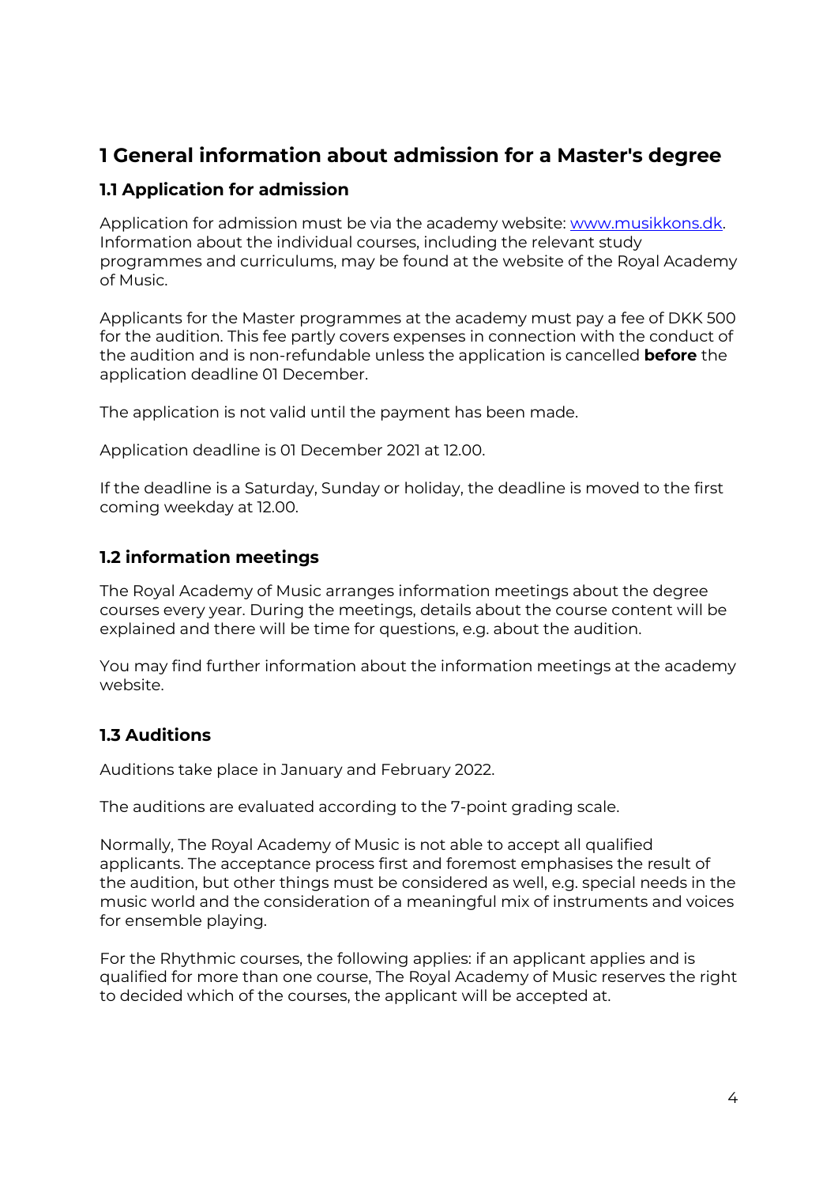# 1 General information about admission for a Master's degree

## 1.1 Application for admission

Application for admission must be via the academy website: [www.musikkons.dk](http://www.musikkons.dk). Information about the individual courses, including the relevant study programmes and curriculums, may be found at the website of the Royal Academy of Music.

Applicants for the Master programmes at the academy must pay a fee of DKK 500 for the audition. This fee partly covers expenses in connection with the conduct of the audition and is non-refundable unless the application is cancelled **before** the application deadline 01 December.

The application is not valid until the payment has been made.

Application deadline is 01 December 2021 at 12.00.

If the deadline is a Saturday, Sunday or holiday, the deadline is moved to the first coming weekday at 12.00.

## 1.2 information meetings

The Royal Academy of Music arranges information meetings about the degree courses every year. During the meetings, details about the course content will be explained and there will be time for questions, e.g. about the audition.

You may find further information about the information meetings at the academy website.

## 1.3 Auditions

Auditions take place in January and February 2022.

The auditions are evaluated according to the 7-point grading scale.

Normally, The Royal Academy of Music is not able to accept all qualified applicants. The acceptance process first and foremost emphasises the result of the audition, but other things must be considered as well, e.g. special needs in the music world and the consideration of a meaningful mix of instruments and voices for ensemble playing.

For the Rhythmic courses, the following applies: if an applicant applies and is qualified for more than one course, The Royal Academy of Music reserves the right to decided which of the courses, the applicant will be accepted at.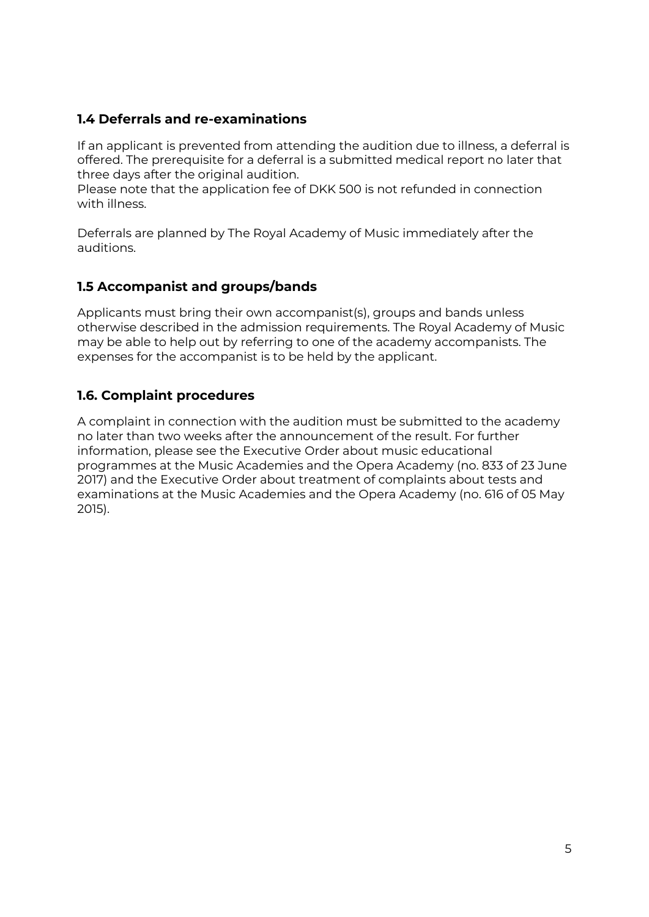### 1.4 Deferrals and re-examinations

If an applicant is prevented from attending the audition due to illness, a deferral is offered. The prerequisite for a deferral is a submitted medical report no later that three days after the original audition.
Please note that the application fee of DKK 500 is not refunded in connection with illness.

Deferrals are planned by The Royal Academy of Music immediately after the auditions.

### 1.5 Accompanist and groups/bands

Applicants must bring their own accompanist(s), groups and bands unless otherwise described in the admission requirements. The Royal Academy of Music may be able to help out by referring to one of the academy accompanists. The expenses for the accompanist is to be held by the applicant.

### 1.6. Complaint procedures

A complaint in connection with the audition must be submitted to the academy no later than two weeks after the announcement of the result. For further information, please see the Executive Order about music educational programmes at the Music Academies and the Opera Academy (no. 833 of 23 June 2017) and the Executive Order about treatment of complaints about tests and examinations at the Music Academies and the Opera Academy (no. 616 of 05 May 2015).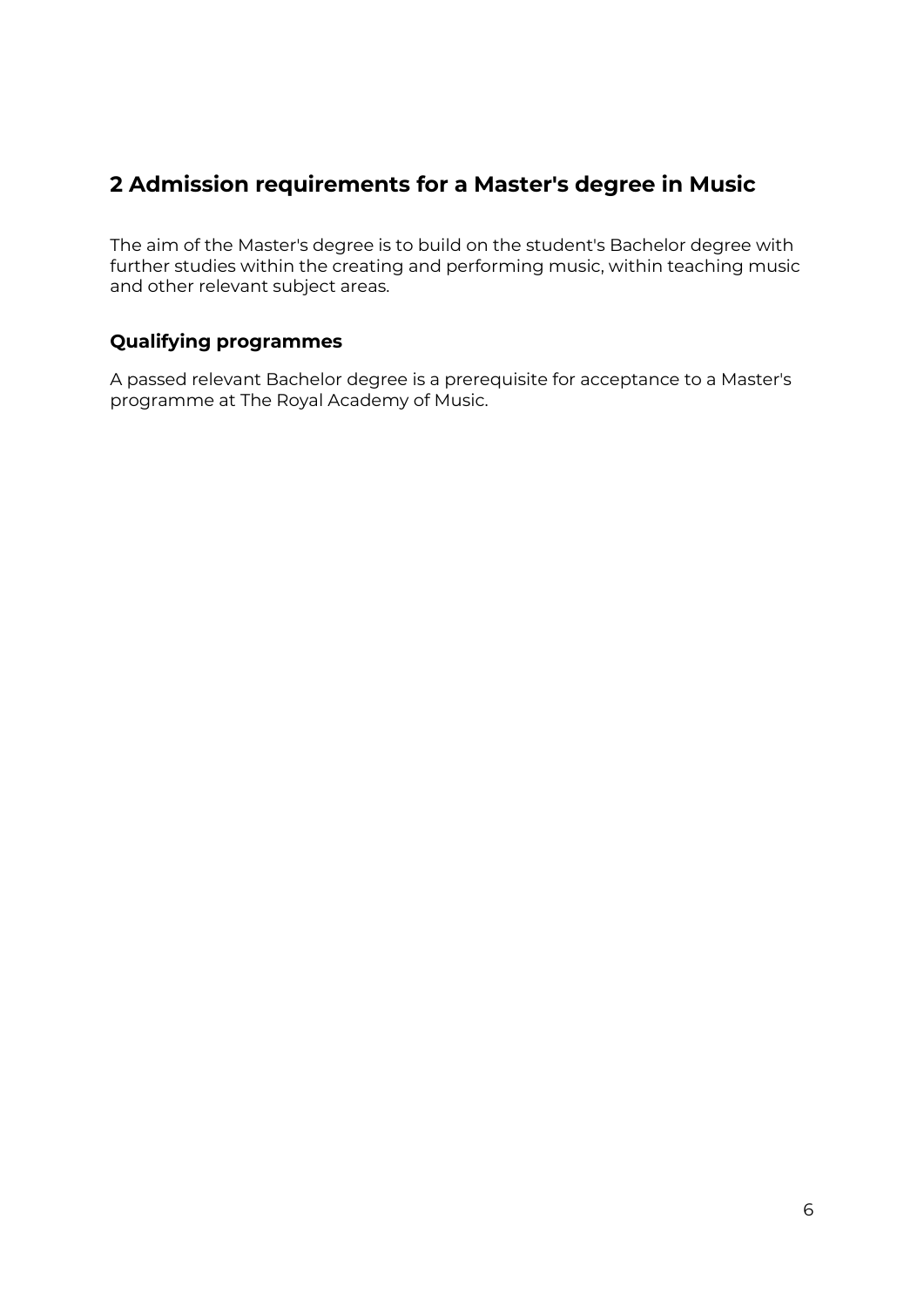## 2 Admission requirements for a Master's degree in Music

The aim of the Master's degree is to build on the student's Bachelor degree with further studies within the creating and performing music, within teaching music and other relevant subject areas.

### Qualifying programmes

A passed relevant Bachelor degree is a prerequisite for acceptance to a Master's programme at The Royal Academy of Music.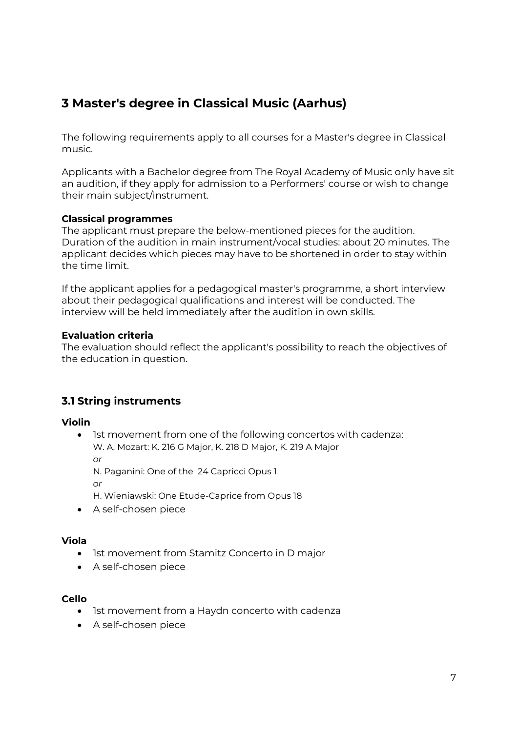## 3 Master's degree in Classical Music (Aarhus)

The following requirements apply to all courses for a Master's degree in Classical music.

Applicants with a Bachelor degree from The Royal Academy of Music only have sit an audition, if they apply for admission to a Performers' course or wish to change their main subject/instrument.

**Classical programmes**
The applicant must prepare the below-mentioned pieces for the audition. Duration of the audition in main instrument/vocal studies: about 20 minutes. The applicant decides which pieces may have to be shortened in order to stay within the time limit.

If the applicant applies for a pedagogical master's programme, a short interview about their pedagogical qualifications and interest will be conducted. The interview will be held immediately after the audition in own skills.

**Evaluation criteria**
The evaluation should reflect the applicant's possibility to reach the objectives of the education in question.

### 3.1 String instruments

**Violin**

- 1st movement from one of the following concertos with cadenza:
  W. A. Mozart: K. 216 G Major, K. 218 D Major, K. 219 A Major
  *or*
  N. Paganini: One of the 24 Capricci Opus 1
  *or*
  H. Wieniawski: One Etude-Caprice from Opus 18
- A self-chosen piece

**Viola**

- 1st movement from Stamitz Concerto in D major
- A self-chosen piece

**Cello**

- 1st movement from a Haydn concerto with cadenza
- A self-chosen piece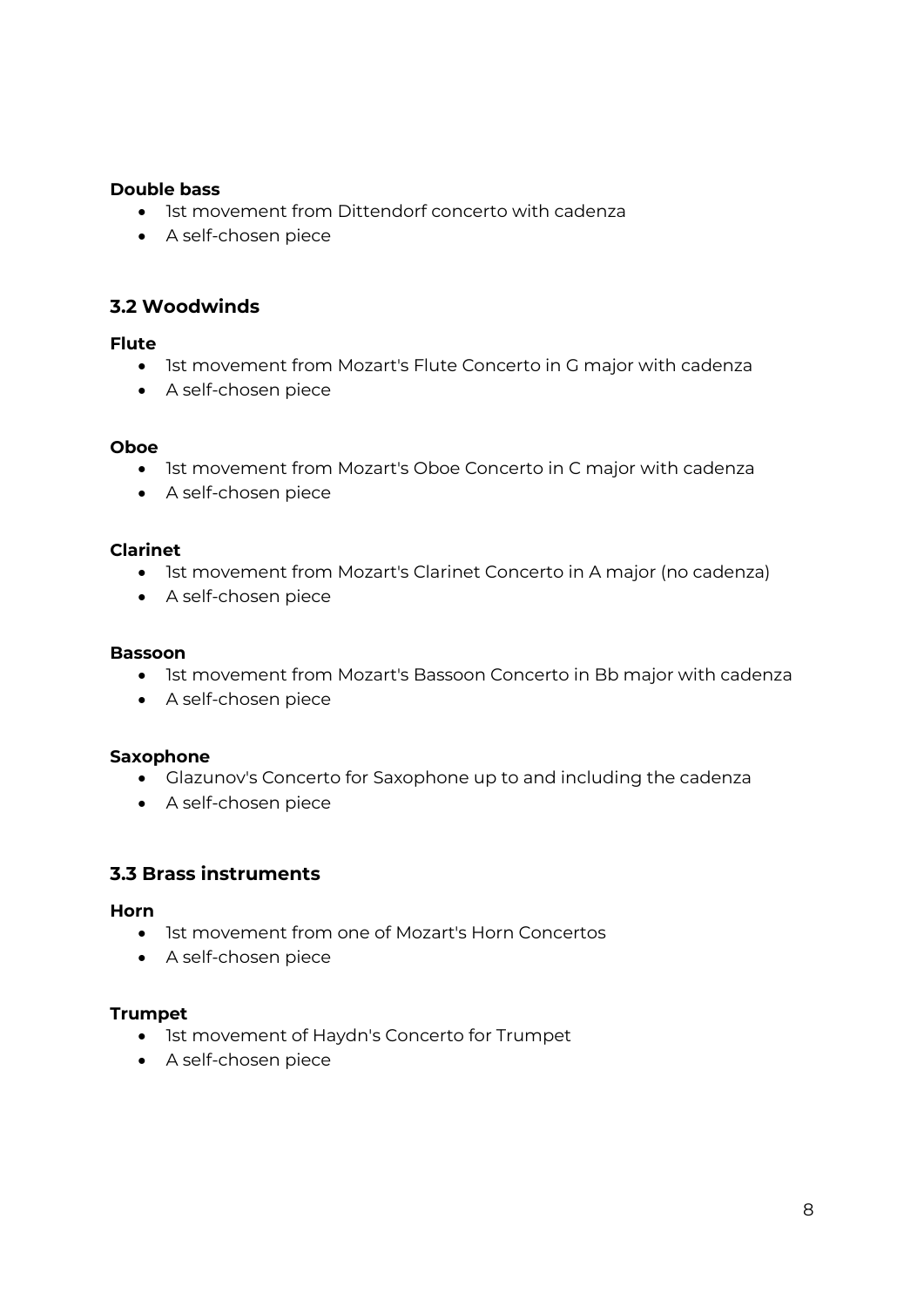**Double bass**

- 1st movement from Dittendorf concerto with cadenza
- A self-chosen piece

### 3.2 Woodwinds

**Flute**

- 1st movement from Mozart's Flute Concerto in G major with cadenza
- A self-chosen piece

**Oboe**

- 1st movement from Mozart's Oboe Concerto in C major with cadenza
- A self-chosen piece

**Clarinet**

- 1st movement from Mozart's Clarinet Concerto in A major (no cadenza)
- A self-chosen piece

**Bassoon**

- 1st movement from Mozart's Bassoon Concerto in Bb major with cadenza
- A self-chosen piece

**Saxophone**

- Glazunov's Concerto for Saxophone up to and including the cadenza
- A self-chosen piece

### 3.3 Brass instruments

**Horn**

- 1st movement from one of Mozart's Horn Concertos
- A self-chosen piece

**Trumpet**

- 1st movement of Haydn's Concerto for Trumpet
- A self-chosen piece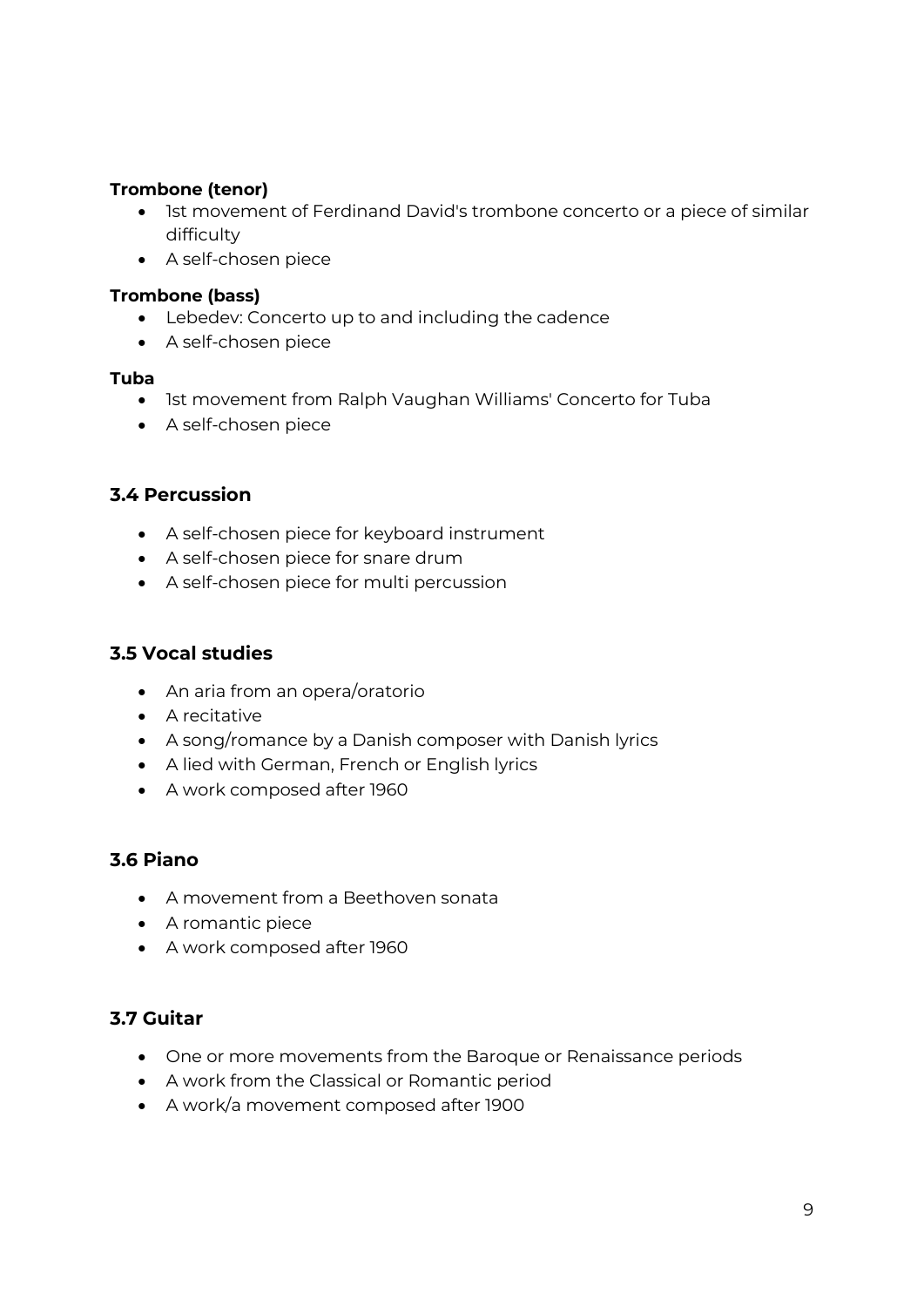**Trombone (tenor)**

- 1st movement of Ferdinand David's trombone concerto or a piece of similar difficulty
- A self-chosen piece

**Trombone (bass)**

- Lebedev: Concerto up to and including the cadence
- A self-chosen piece

**Tuba**

- 1st movement from Ralph Vaughan Williams' Concerto for Tuba
- A self-chosen piece

### 3.4 Percussion

- A self-chosen piece for keyboard instrument
- A self-chosen piece for snare drum
- A self-chosen piece for multi percussion

### 3.5 Vocal studies

- An aria from an opera/oratorio
- A recitative
- A song/romance by a Danish composer with Danish lyrics
- A lied with German, French or English lyrics
- A work composed after 1960

### 3.6 Piano

- A movement from a Beethoven sonata
- A romantic piece
- A work composed after 1960

### 3.7 Guitar

- One or more movements from the Baroque or Renaissance periods
- A work from the Classical or Romantic period
- A work/a movement composed after 1900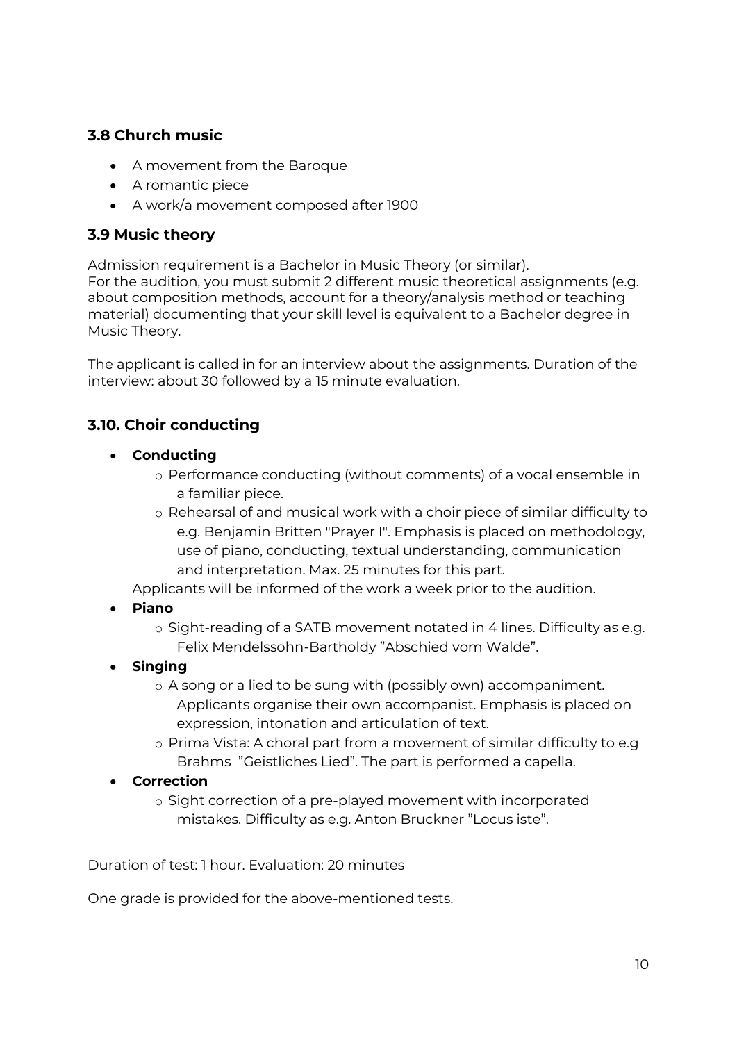### 3.8 Church music

- A movement from the Baroque
- A romantic piece
- A work/a movement composed after 1900

### 3.9 Music theory

Admission requirement is a Bachelor in Music Theory (or similar).
For the audition, you must submit 2 different music theoretical assignments (e.g. about composition methods, account for a theory/analysis method or teaching material) documenting that your skill level is equivalent to a Bachelor degree in Music Theory.

The applicant is called in for an interview about the assignments. Duration of the interview: about 30 followed by a 15 minute evaluation.

### 3.10. Choir conducting

- **Conducting**
    - Performance conducting (without comments) of a vocal ensemble in a familiar piece.
    - Rehearsal of and musical work with a choir piece of similar difficulty to e.g. Benjamin Britten "Prayer I". Emphasis is placed on methodology, use of piano, conducting, textual understanding, communication and interpretation. Max. 25 minutes for this part.

  Applicants will be informed of the work a week prior to the audition.
- **Piano**
    - Sight-reading of a SATB movement notated in 4 lines. Difficulty as e.g. Felix Mendelssohn-Bartholdy "Abschied vom Walde".
- **Singing**
    - A song or a lied to be sung with (possibly own) accompaniment. Applicants organise their own accompanist. Emphasis is placed on expression, intonation and articulation of text.
    - Prima Vista: A choral part from a movement of similar difficulty to e.g Brahms "Geistliches Lied". The part is performed a capella.
- **Correction**
    - Sight correction of a pre-played movement with incorporated mistakes. Difficulty as e.g. Anton Bruckner "Locus iste".

Duration of test: 1 hour. Evaluation: 20 minutes

One grade is provided for the above-mentioned tests.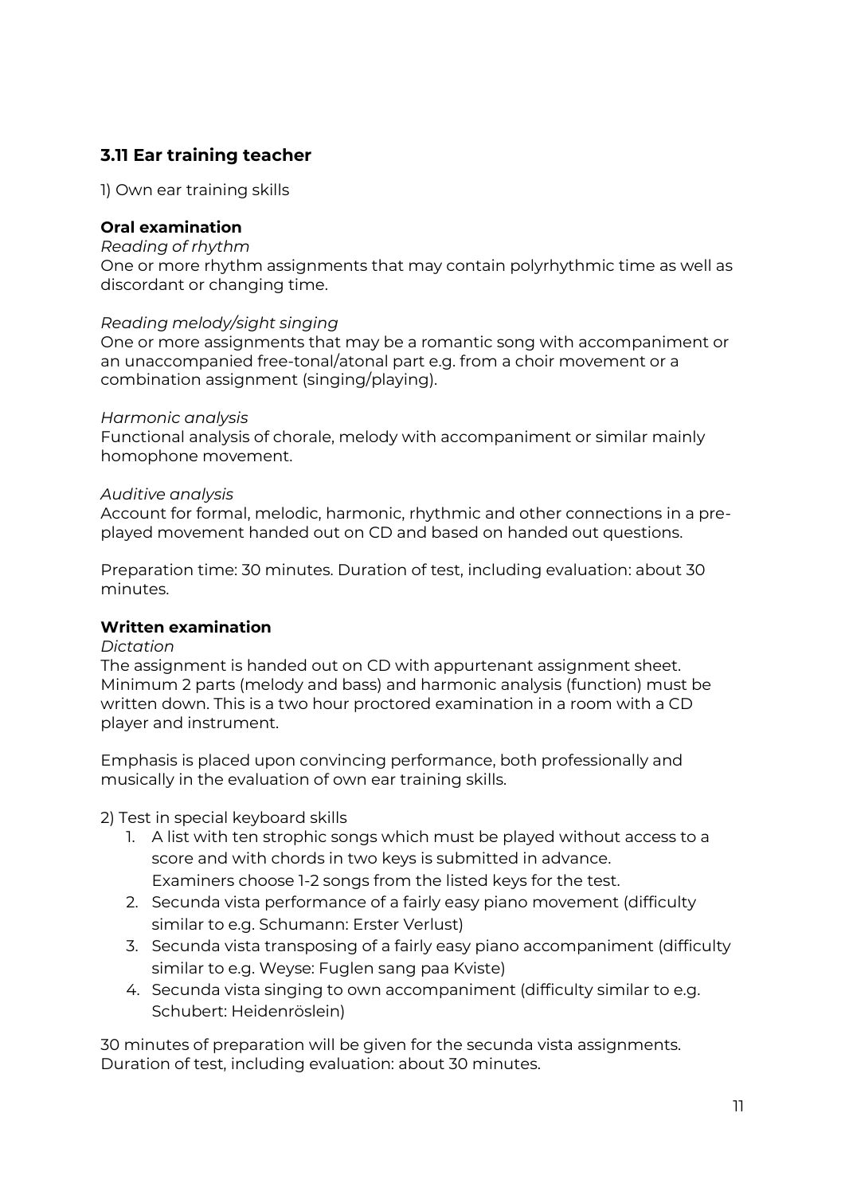### 3.11 Ear training teacher

1) Own ear training skills

**Oral examination**

*Reading of rhythm*

One or more rhythm assignments that may contain polyrhythmic time as well as discordant or changing time.

*Reading melody/sight singing*

One or more assignments that may be a romantic song with accompaniment or an unaccompanied free-tonal/atonal part e.g. from a choir movement or a combination assignment (singing/playing).

*Harmonic analysis*

Functional analysis of chorale, melody with accompaniment or similar mainly homophone movement.

*Auditive analysis*

Account for formal, melodic, harmonic, rhythmic and other connections in a pre-played movement handed out on CD and based on handed out questions.

Preparation time: 30 minutes. Duration of test, including evaluation: about 30 minutes.

**Written examination**

*Dictation*

The assignment is handed out on CD with appurtenant assignment sheet. Minimum 2 parts (melody and bass) and harmonic analysis (function) must be written down. This is a two hour proctored examination in a room with a CD player and instrument.

Emphasis is placed upon convincing performance, both professionally and musically in the evaluation of own ear training skills.

2) Test in special keyboard skills

1. A list with ten strophic songs which must be played without access to a score and with chords in two keys is submitted in advance. Examiners choose 1-2 songs from the listed keys for the test.
2. Secunda vista performance of a fairly easy piano movement (difficulty similar to e.g. Schumann: Erster Verlust)
3. Secunda vista transposing of a fairly easy piano accompaniment (difficulty similar to e.g. Weyse: Fuglen sang paa Kviste)
4. Secunda vista singing to own accompaniment (difficulty similar to e.g. Schubert: Heidenröslein)

30 minutes of preparation will be given for the secunda vista assignments. Duration of test, including evaluation: about 30 minutes.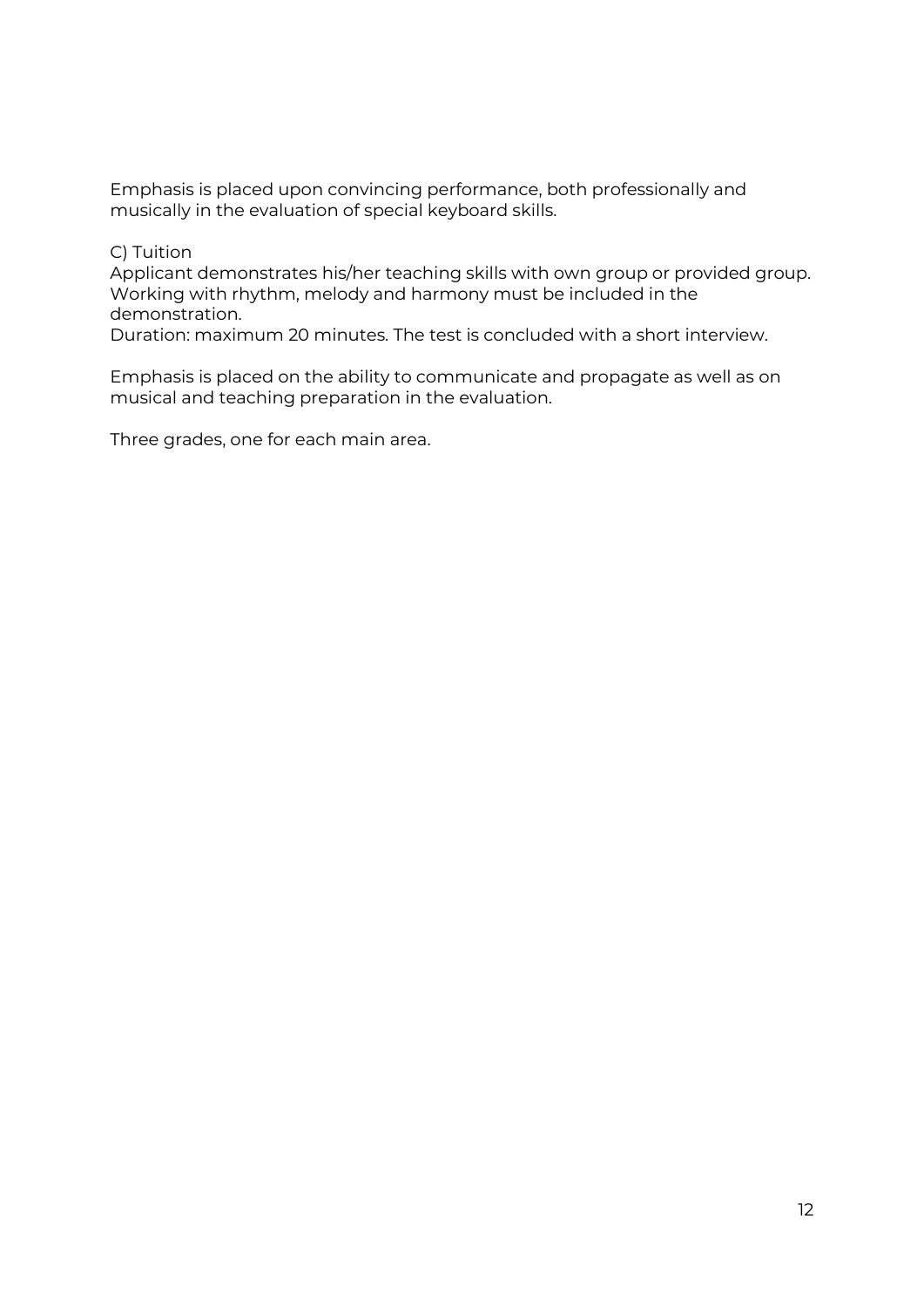Emphasis is placed upon convincing performance, both professionally and musically in the evaluation of special keyboard skills.

C) Tuition

Applicant demonstrates his/her teaching skills with own group or provided group. Working with rhythm, melody and harmony must be included in the demonstration.

Duration: maximum 20 minutes. The test is concluded with a short interview.

Emphasis is placed on the ability to communicate and propagate as well as on musical and teaching preparation in the evaluation.

Three grades, one for each main area.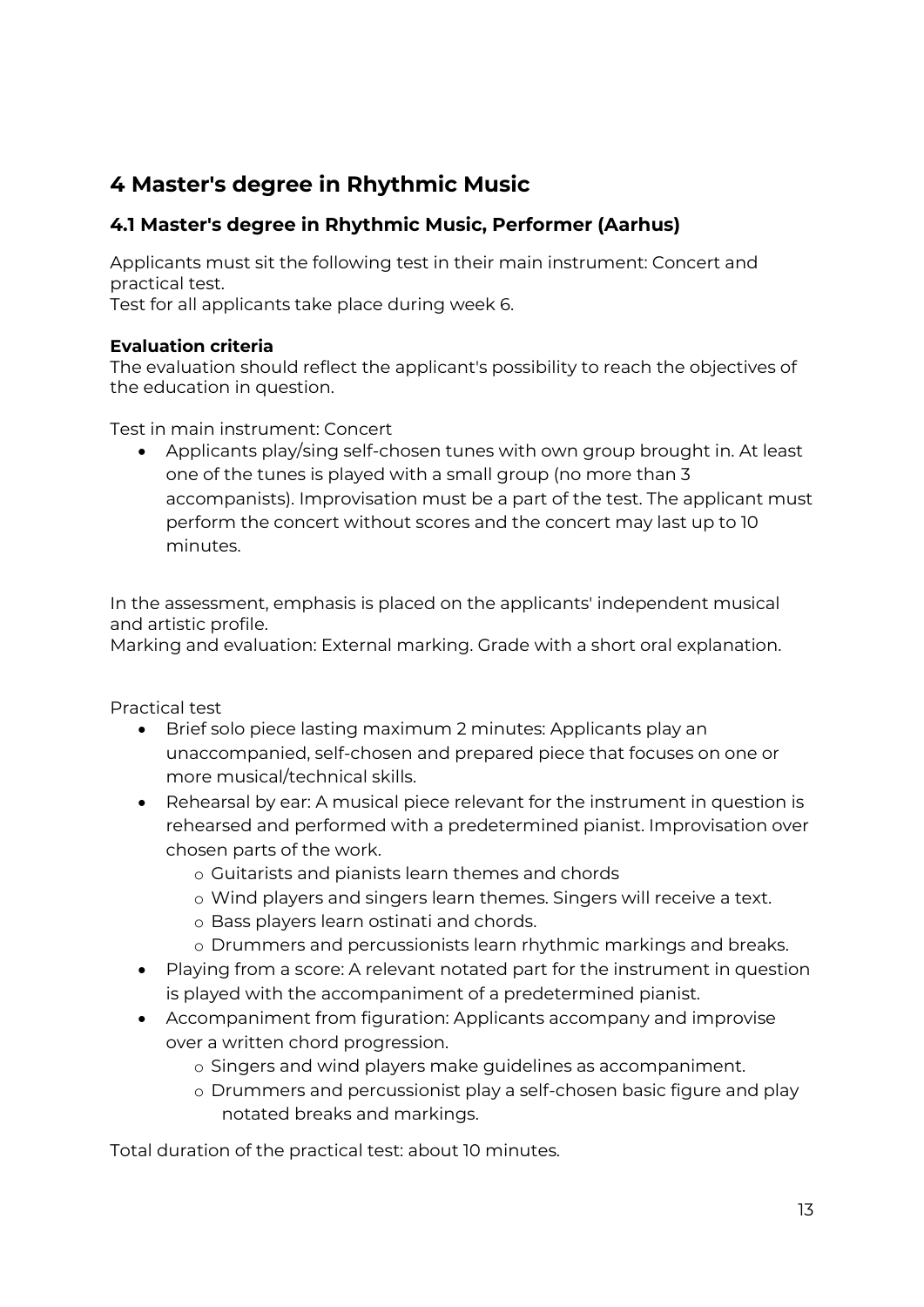# 4 Master's degree in Rhythmic Music

## 4.1 Master's degree in Rhythmic Music, Performer (Aarhus)

Applicants must sit the following test in their main instrument: Concert and practical test.
Test for all applicants take place during week 6.

**Evaluation criteria**
The evaluation should reflect the applicant's possibility to reach the objectives of the education in question.

Test in main instrument: Concert

- Applicants play/sing self-chosen tunes with own group brought in. At least one of the tunes is played with a small group (no more than 3 accompanists). Improvisation must be a part of the test. The applicant must perform the concert without scores and the concert may last up to 10 minutes.

In the assessment, emphasis is placed on the applicants' independent musical and artistic profile.
Marking and evaluation: External marking. Grade with a short oral explanation.

Practical test

- Brief solo piece lasting maximum 2 minutes: Applicants play an unaccompanied, self-chosen and prepared piece that focuses on one or more musical/technical skills.
- Rehearsal by ear: A musical piece relevant for the instrument in question is rehearsed and performed with a predetermined pianist. Improvisation over chosen parts of the work.
  - Guitarists and pianists learn themes and chords
  - Wind players and singers learn themes. Singers will receive a text.
  - Bass players learn ostinati and chords.
  - Drummers and percussionists learn rhythmic markings and breaks.
- Playing from a score: A relevant notated part for the instrument in question is played with the accompaniment of a predetermined pianist.
- Accompaniment from figuration: Applicants accompany and improvise over a written chord progression.
  - Singers and wind players make guidelines as accompaniment.
  - Drummers and percussionist play a self-chosen basic figure and play notated breaks and markings.

Total duration of the practical test: about 10 minutes.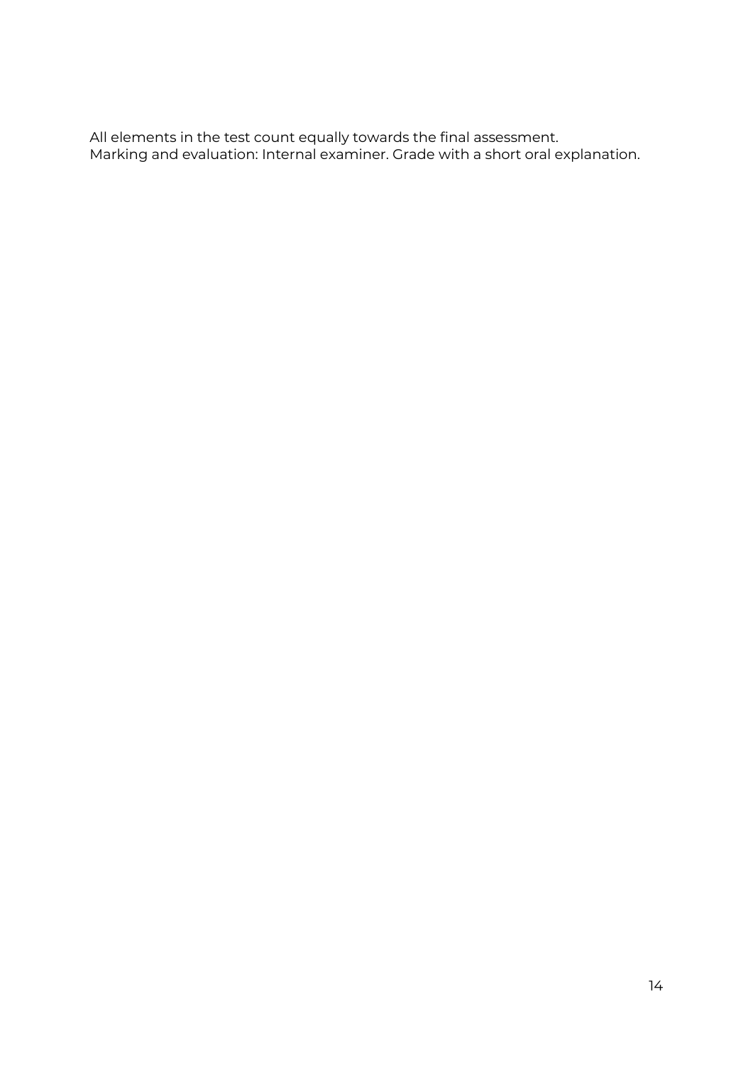All elements in the test count equally towards the final assessment.
Marking and evaluation: Internal examiner. Grade with a short oral explanation.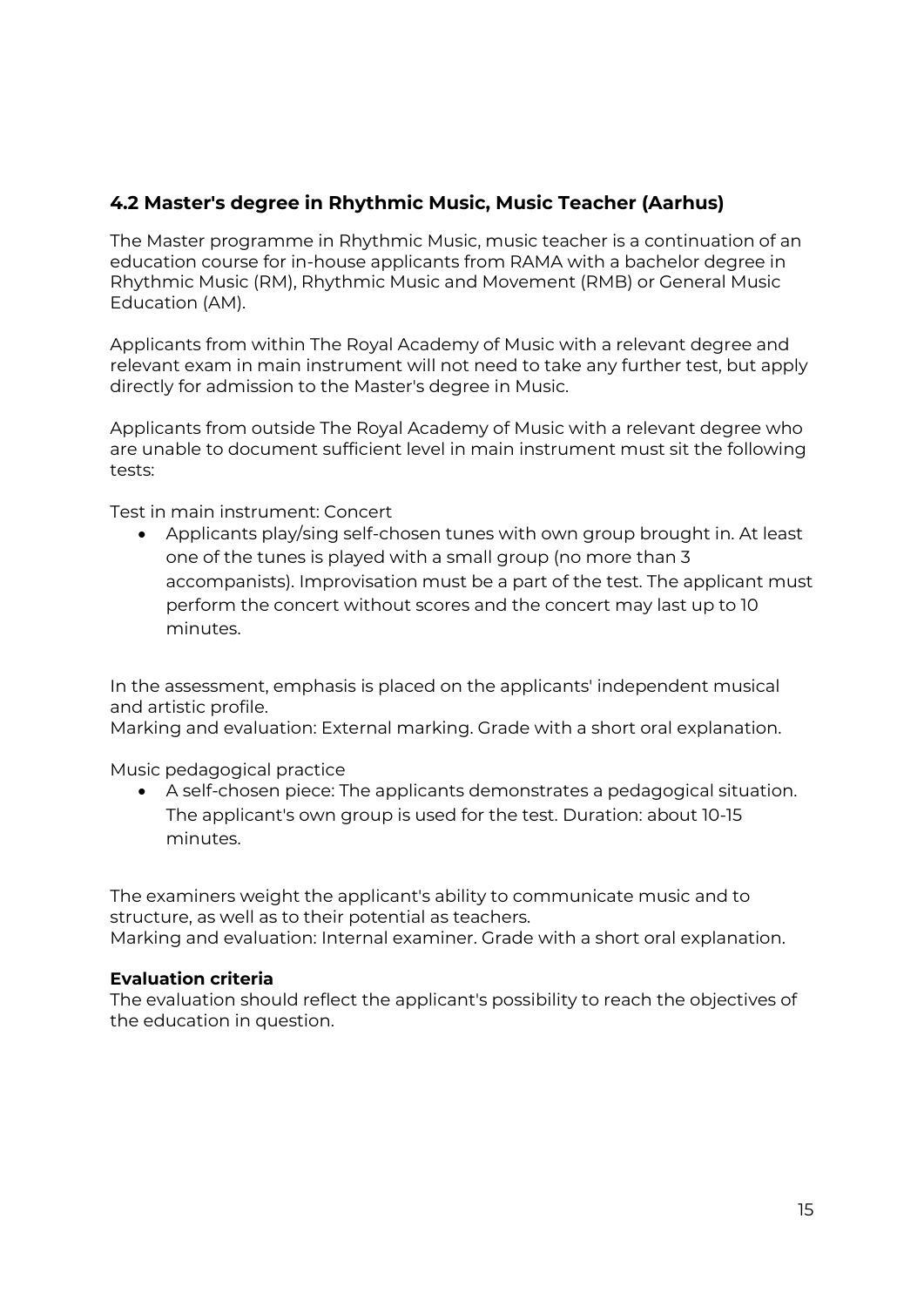## 4.2 Master's degree in Rhythmic Music, Music Teacher (Aarhus)

The Master programme in Rhythmic Music, music teacher is a continuation of an education course for in-house applicants from RAMA with a bachelor degree in Rhythmic Music (RM), Rhythmic Music and Movement (RMB) or General Music Education (AM).

Applicants from within The Royal Academy of Music with a relevant degree and relevant exam in main instrument will not need to take any further test, but apply directly for admission to the Master's degree in Music.

Applicants from outside The Royal Academy of Music with a relevant degree who are unable to document sufficient level in main instrument must sit the following tests:

Test in main instrument: Concert

- Applicants play/sing self-chosen tunes with own group brought in. At least one of the tunes is played with a small group (no more than 3 accompanists). Improvisation must be a part of the test. The applicant must perform the concert without scores and the concert may last up to 10 minutes.

In the assessment, emphasis is placed on the applicants' independent musical and artistic profile.
Marking and evaluation: External marking. Grade with a short oral explanation.

Music pedagogical practice

- A self-chosen piece: The applicants demonstrates a pedagogical situation. The applicant's own group is used for the test. Duration: about 10-15 minutes.

The examiners weight the applicant's ability to communicate music and to structure, as well as to their potential as teachers.
Marking and evaluation: Internal examiner. Grade with a short oral explanation.

**Evaluation criteria**
The evaluation should reflect the applicant's possibility to reach the objectives of the education in question.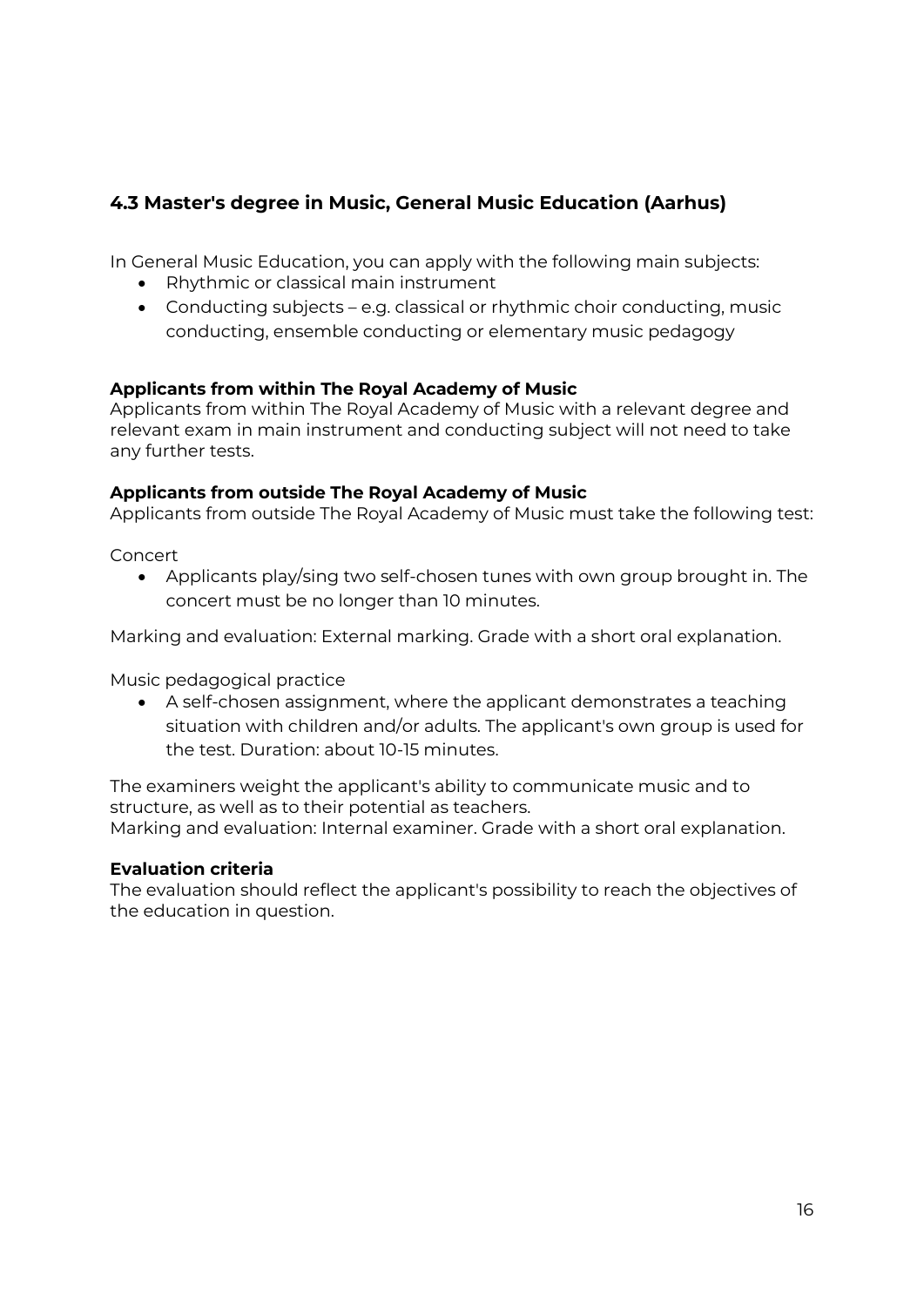## 4.3 Master's degree in Music, General Music Education (Aarhus)

In General Music Education, you can apply with the following main subjects:

- Rhythmic or classical main instrument
- Conducting subjects – e.g. classical or rhythmic choir conducting, music conducting, ensemble conducting or elementary music pedagogy

**Applicants from within The Royal Academy of Music**
Applicants from within The Royal Academy of Music with a relevant degree and relevant exam in main instrument and conducting subject will not need to take any further tests.

**Applicants from outside The Royal Academy of Music**
Applicants from outside The Royal Academy of Music must take the following test:

Concert

- Applicants play/sing two self-chosen tunes with own group brought in. The concert must be no longer than 10 minutes.

Marking and evaluation: External marking. Grade with a short oral explanation.

Music pedagogical practice

- A self-chosen assignment, where the applicant demonstrates a teaching situation with children and/or adults. The applicant's own group is used for the test. Duration: about 10-15 minutes.

The examiners weight the applicant's ability to communicate music and to structure, as well as to their potential as teachers.
Marking and evaluation: Internal examiner. Grade with a short oral explanation.

**Evaluation criteria**
The evaluation should reflect the applicant's possibility to reach the objectives of the education in question.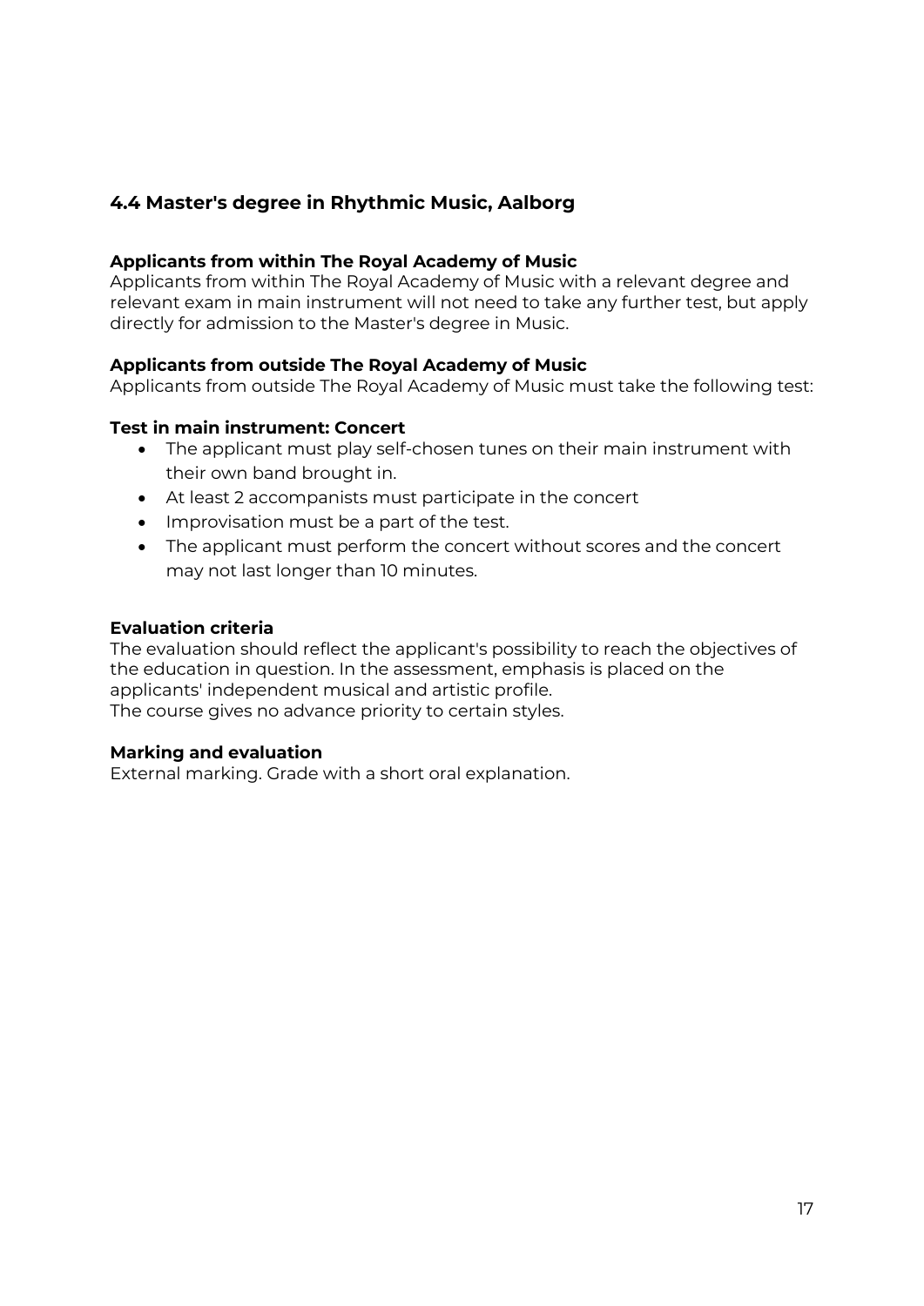## 4.4 Master's degree in Rhythmic Music, Aalborg

**Applicants from within The Royal Academy of Music**
Applicants from within The Royal Academy of Music with a relevant degree and relevant exam in main instrument will not need to take any further test, but apply directly for admission to the Master's degree in Music.

**Applicants from outside The Royal Academy of Music**
Applicants from outside The Royal Academy of Music must take the following test:

**Test in main instrument: Concert**

- The applicant must play self-chosen tunes on their main instrument with their own band brought in.
- At least 2 accompanists must participate in the concert
- Improvisation must be a part of the test.
- The applicant must perform the concert without scores and the concert may not last longer than 10 minutes.

**Evaluation criteria**
The evaluation should reflect the applicant's possibility to reach the objectives of the education in question. In the assessment, emphasis is placed on the applicants' independent musical and artistic profile.
The course gives no advance priority to certain styles.

**Marking and evaluation**
External marking. Grade with a short oral explanation.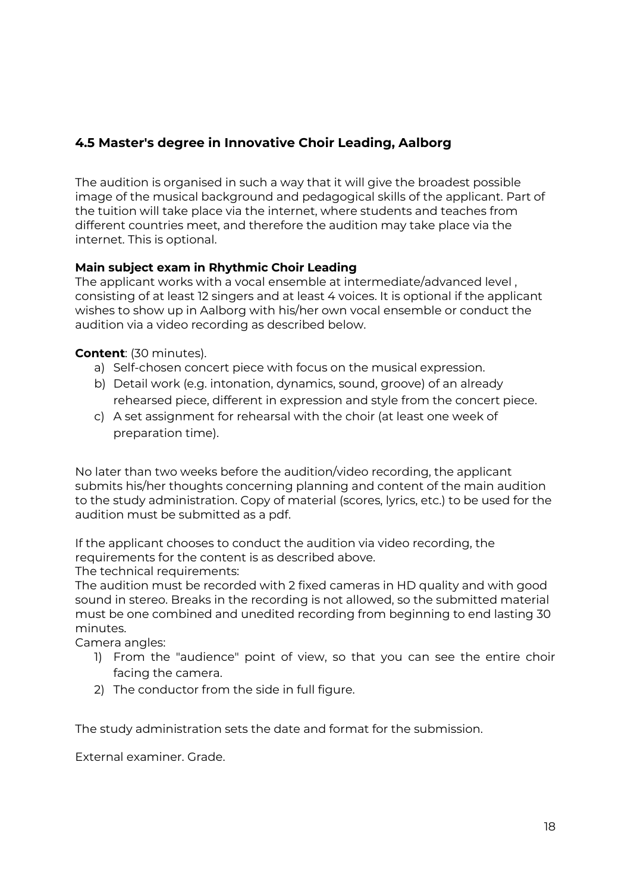## 4.5 Master's degree in Innovative Choir Leading, Aalborg

The audition is organised in such a way that it will give the broadest possible image of the musical background and pedagogical skills of the applicant. Part of the tuition will take place via the internet, where students and teaches from different countries meet, and therefore the audition may take place via the internet. This is optional.

**Main subject exam in Rhythmic Choir Leading**
The applicant works with a vocal ensemble at intermediate/advanced level , consisting of at least 12 singers and at least 4 voices. It is optional if the applicant wishes to show up in Aalborg with his/her own vocal ensemble or conduct the audition via a video recording as described below.

**Content**: (30 minutes).

a) Self-chosen concert piece with focus on the musical expression.
b) Detail work (e.g. intonation, dynamics, sound, groove) of an already rehearsed piece, different in expression and style from the concert piece.
c) A set assignment for rehearsal with the choir (at least one week of preparation time).

No later than two weeks before the audition/video recording, the applicant submits his/her thoughts concerning planning and content of the main audition to the study administration. Copy of material (scores, lyrics, etc.) to be used for the audition must be submitted as a pdf.

If the applicant chooses to conduct the audition via video recording, the requirements for the content is as described above.
The technical requirements:
The audition must be recorded with 2 fixed cameras in HD quality and with good sound in stereo. Breaks in the recording is not allowed, so the submitted material must be one combined and unedited recording from beginning to end lasting 30 minutes.
Camera angles:

1) From the "audience" point of view, so that you can see the entire choir facing the camera.
2) The conductor from the side in full figure.

The study administration sets the date and format for the submission.

External examiner. Grade.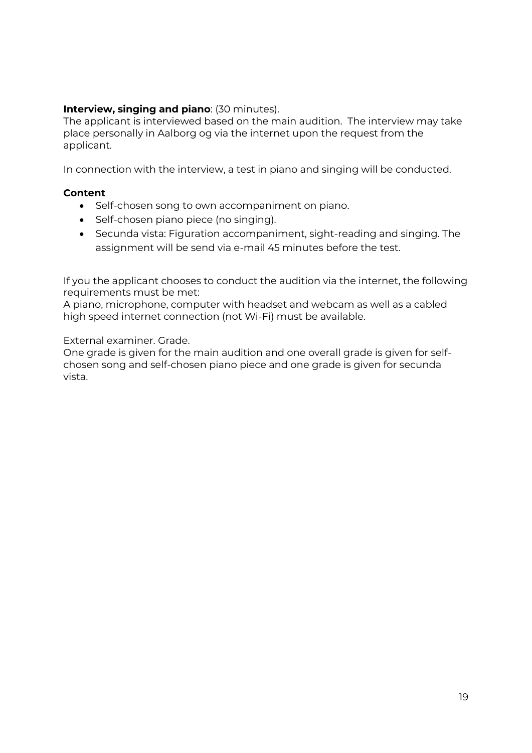**Interview, singing and piano**: (30 minutes).
The applicant is interviewed based on the main audition. The interview may take place personally in Aalborg og via the internet upon the request from the applicant.

In connection with the interview, a test in piano and singing will be conducted.

**Content**

- Self-chosen song to own accompaniment on piano.
- Self-chosen piano piece (no singing).
- Secunda vista: Figuration accompaniment, sight-reading and singing. The assignment will be send via e-mail 45 minutes before the test.

If you the applicant chooses to conduct the audition via the internet, the following requirements must be met:
A piano, microphone, computer with headset and webcam as well as a cabled high speed internet connection (not Wi-Fi) must be available.

External examiner. Grade.
One grade is given for the main audition and one overall grade is given for self-chosen song and self-chosen piano piece and one grade is given for secunda vista.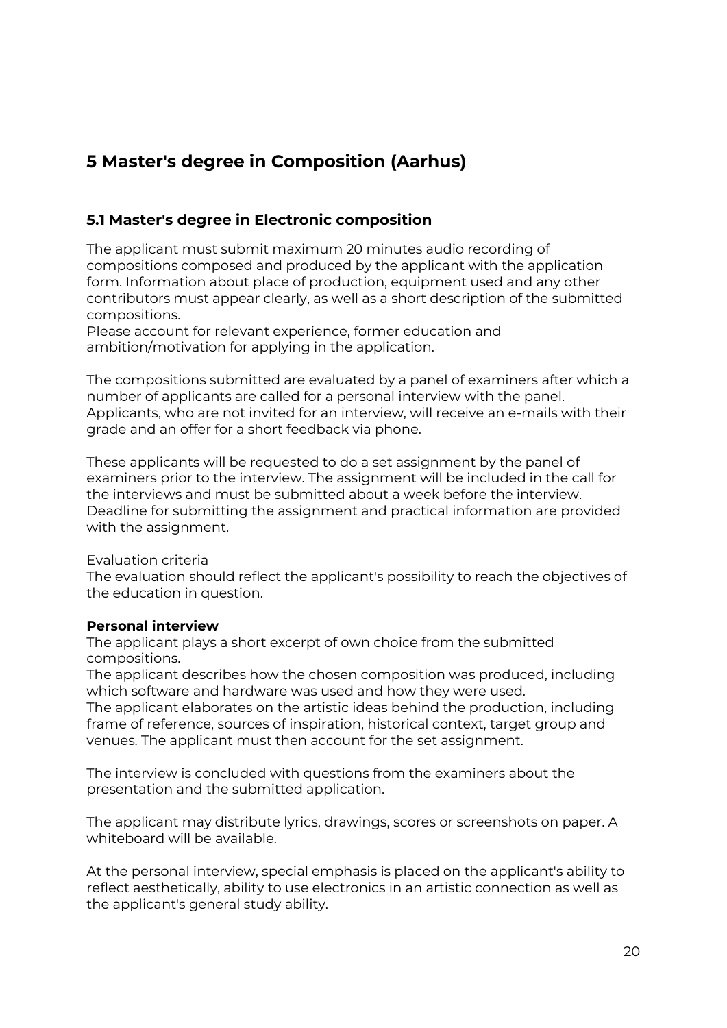# 5 Master's degree in Composition (Aarhus)

## 5.1 Master's degree in Electronic composition

The applicant must submit maximum 20 minutes audio recording of compositions composed and produced by the applicant with the application form. Information about place of production, equipment used and any other contributors must appear clearly, as well as a short description of the submitted compositions.
Please account for relevant experience, former education and ambition/motivation for applying in the application.

The compositions submitted are evaluated by a panel of examiners after which a number of applicants are called for a personal interview with the panel. Applicants, who are not invited for an interview, will receive an e-mails with their grade and an offer for a short feedback via phone.

These applicants will be requested to do a set assignment by the panel of examiners prior to the interview. The assignment will be included in the call for the interviews and must be submitted about a week before the interview. Deadline for submitting the assignment and practical information are provided with the assignment.

Evaluation criteria
The evaluation should reflect the applicant's possibility to reach the objectives of the education in question.

**Personal interview**
The applicant plays a short excerpt of own choice from the submitted compositions.
The applicant describes how the chosen composition was produced, including which software and hardware was used and how they were used.
The applicant elaborates on the artistic ideas behind the production, including frame of reference, sources of inspiration, historical context, target group and venues. The applicant must then account for the set assignment.

The interview is concluded with questions from the examiners about the presentation and the submitted application.

The applicant may distribute lyrics, drawings, scores or screenshots on paper. A whiteboard will be available.

At the personal interview, special emphasis is placed on the applicant's ability to reflect aesthetically, ability to use electronics in an artistic connection as well as the applicant's general study ability.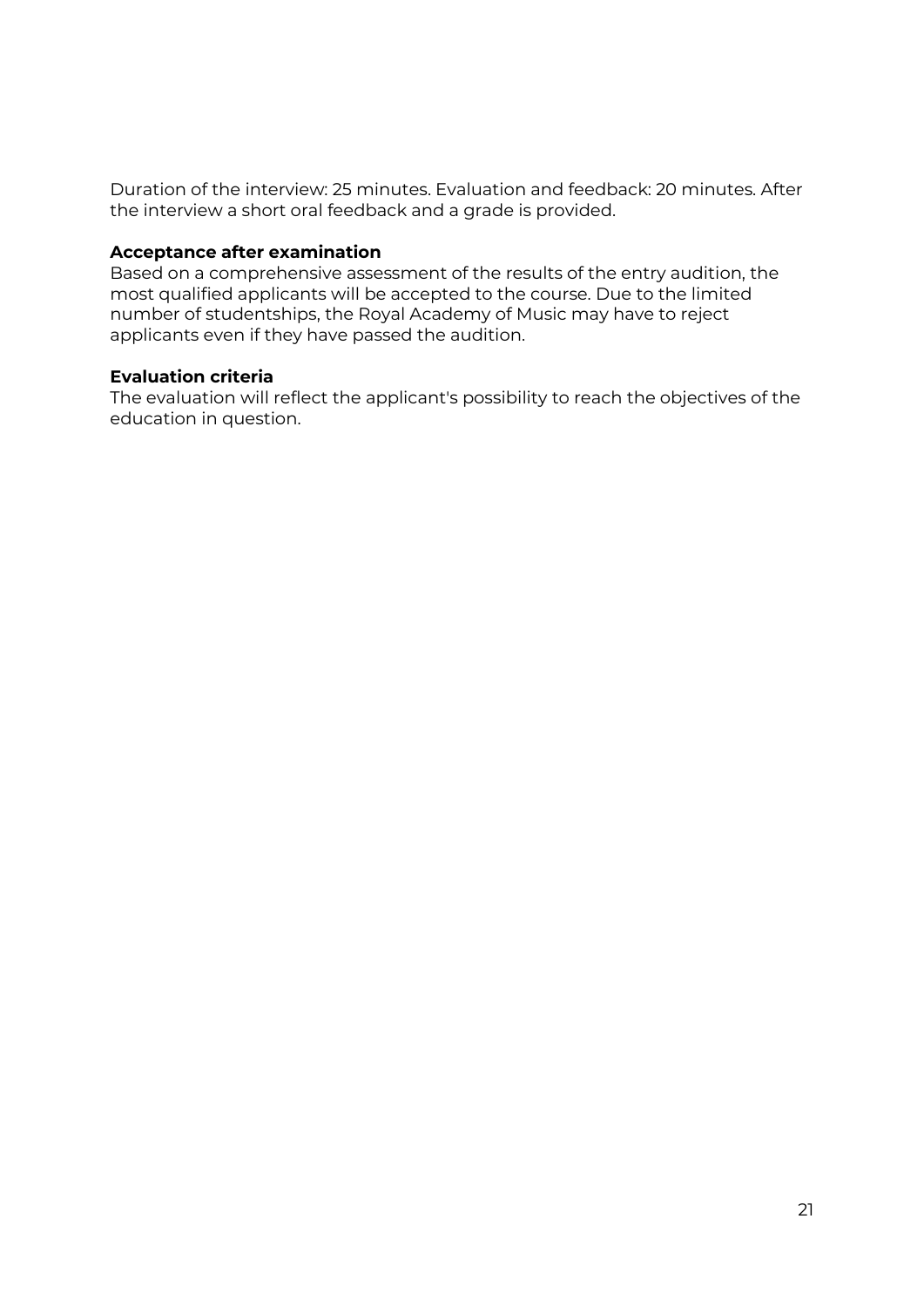Duration of the interview: 25 minutes. Evaluation and feedback: 20 minutes. After the interview a short oral feedback and a grade is provided.

**Acceptance after examination**

Based on a comprehensive assessment of the results of the entry audition, the most qualified applicants will be accepted to the course. Due to the limited number of studentships, the Royal Academy of Music may have to reject applicants even if they have passed the audition.

**Evaluation criteria**

The evaluation will reflect the applicant's possibility to reach the objectives of the education in question.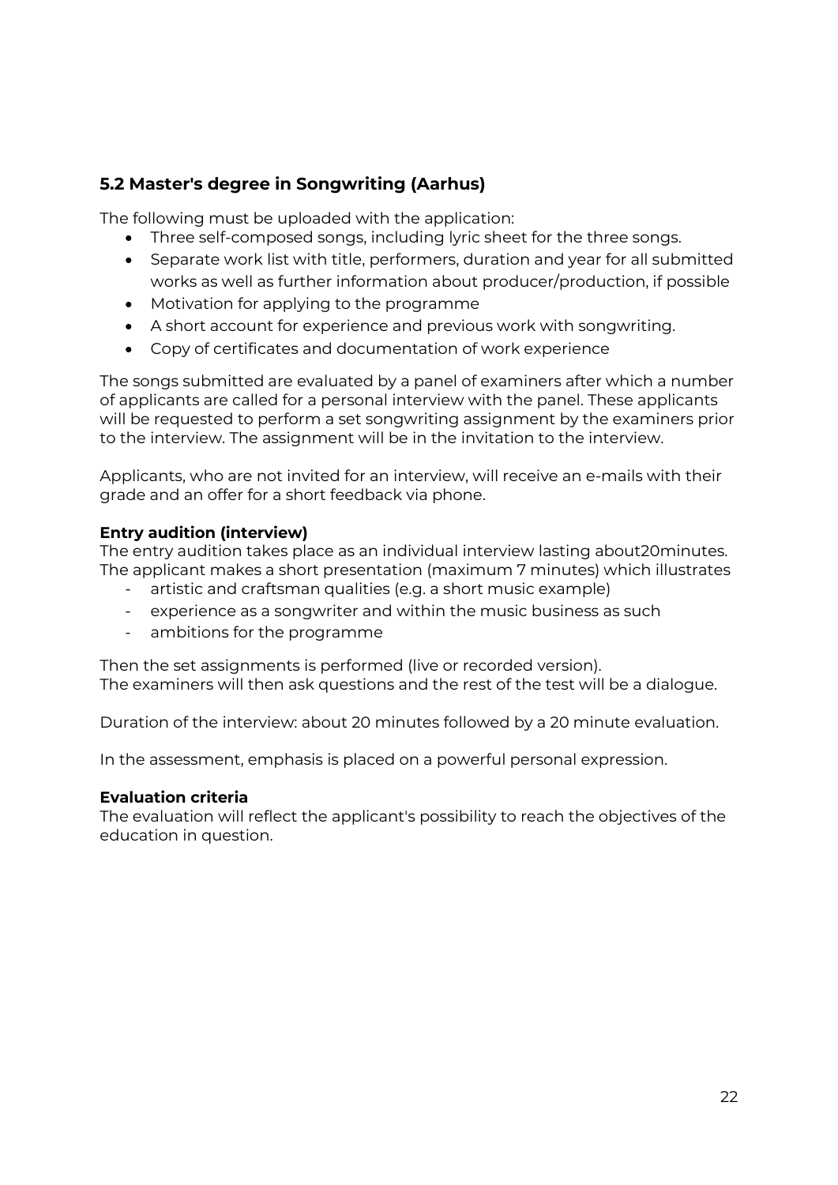## 5.2 Master's degree in Songwriting (Aarhus)

The following must be uploaded with the application:

- Three self-composed songs, including lyric sheet for the three songs.
- Separate work list with title, performers, duration and year for all submitted works as well as further information about producer/production, if possible
- Motivation for applying to the programme
- A short account for experience and previous work with songwriting.
- Copy of certificates and documentation of work experience

The songs submitted are evaluated by a panel of examiners after which a number of applicants are called for a personal interview with the panel. These applicants will be requested to perform a set songwriting assignment by the examiners prior to the interview. The assignment will be in the invitation to the interview.

Applicants, who are not invited for an interview, will receive an e-mails with their grade and an offer for a short feedback via phone.

**Entry audition (interview)**
The entry audition takes place as an individual interview lasting about20minutes. The applicant makes a short presentation (maximum 7 minutes) which illustrates

- artistic and craftsman qualities (e.g. a short music example)
- experience as a songwriter and within the music business as such
- ambitions for the programme

Then the set assignments is performed (live or recorded version).
The examiners will then ask questions and the rest of the test will be a dialogue.

Duration of the interview: about 20 minutes followed by a 20 minute evaluation.

In the assessment, emphasis is placed on a powerful personal expression.

**Evaluation criteria**
The evaluation will reflect the applicant's possibility to reach the objectives of the education in question.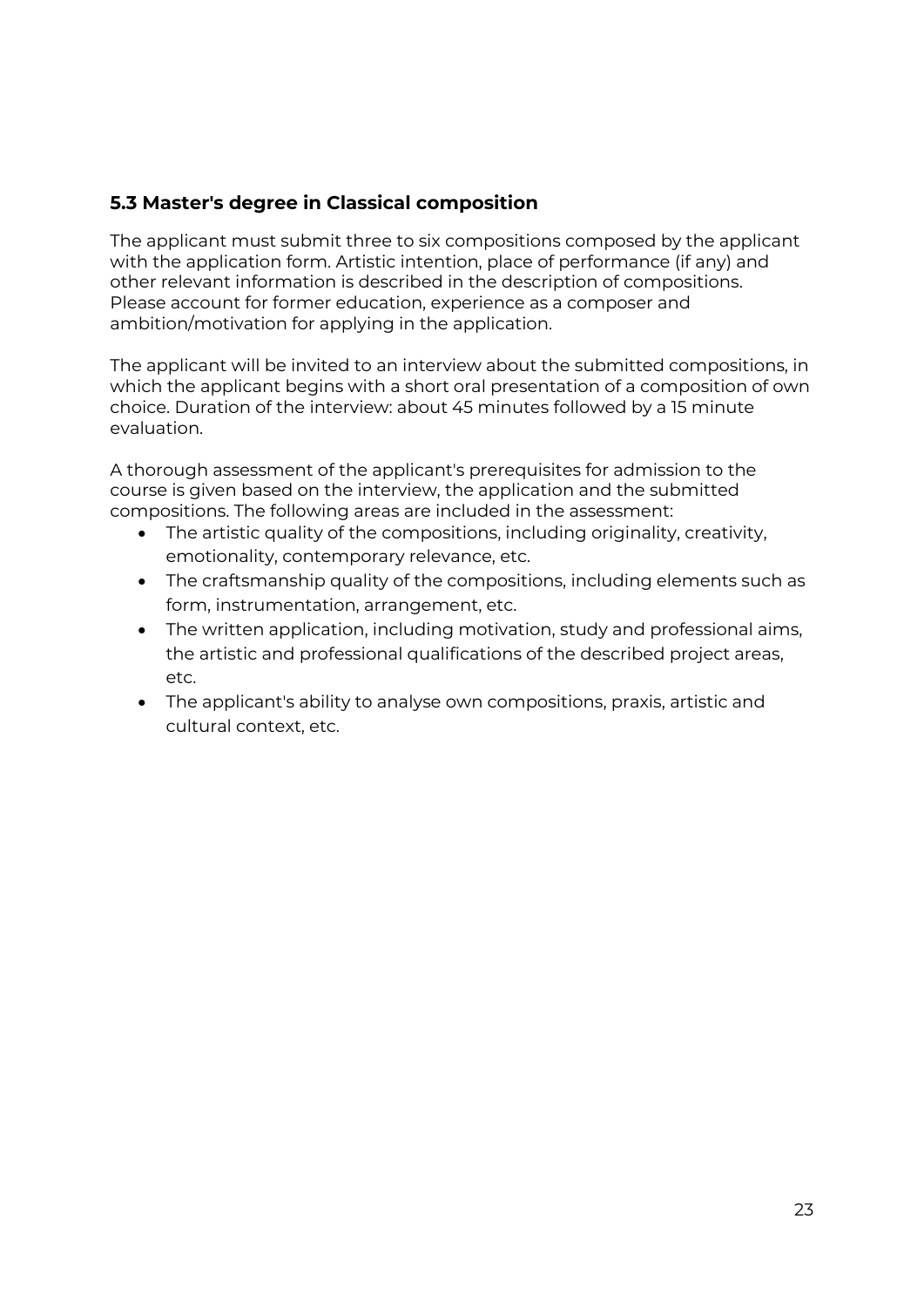### 5.3 Master's degree in Classical composition

The applicant must submit three to six compositions composed by the applicant with the application form. Artistic intention, place of performance (if any) and other relevant information is described in the description of compositions. Please account for former education, experience as a composer and ambition/motivation for applying in the application.

The applicant will be invited to an interview about the submitted compositions, in which the applicant begins with a short oral presentation of a composition of own choice. Duration of the interview: about 45 minutes followed by a 15 minute evaluation.

A thorough assessment of the applicant's prerequisites for admission to the course is given based on the interview, the application and the submitted compositions. The following areas are included in the assessment:

- The artistic quality of the compositions, including originality, creativity, emotionality, contemporary relevance, etc.
- The craftsmanship quality of the compositions, including elements such as form, instrumentation, arrangement, etc.
- The written application, including motivation, study and professional aims, the artistic and professional qualifications of the described project areas, etc.
- The applicant's ability to analyse own compositions, praxis, artistic and cultural context, etc.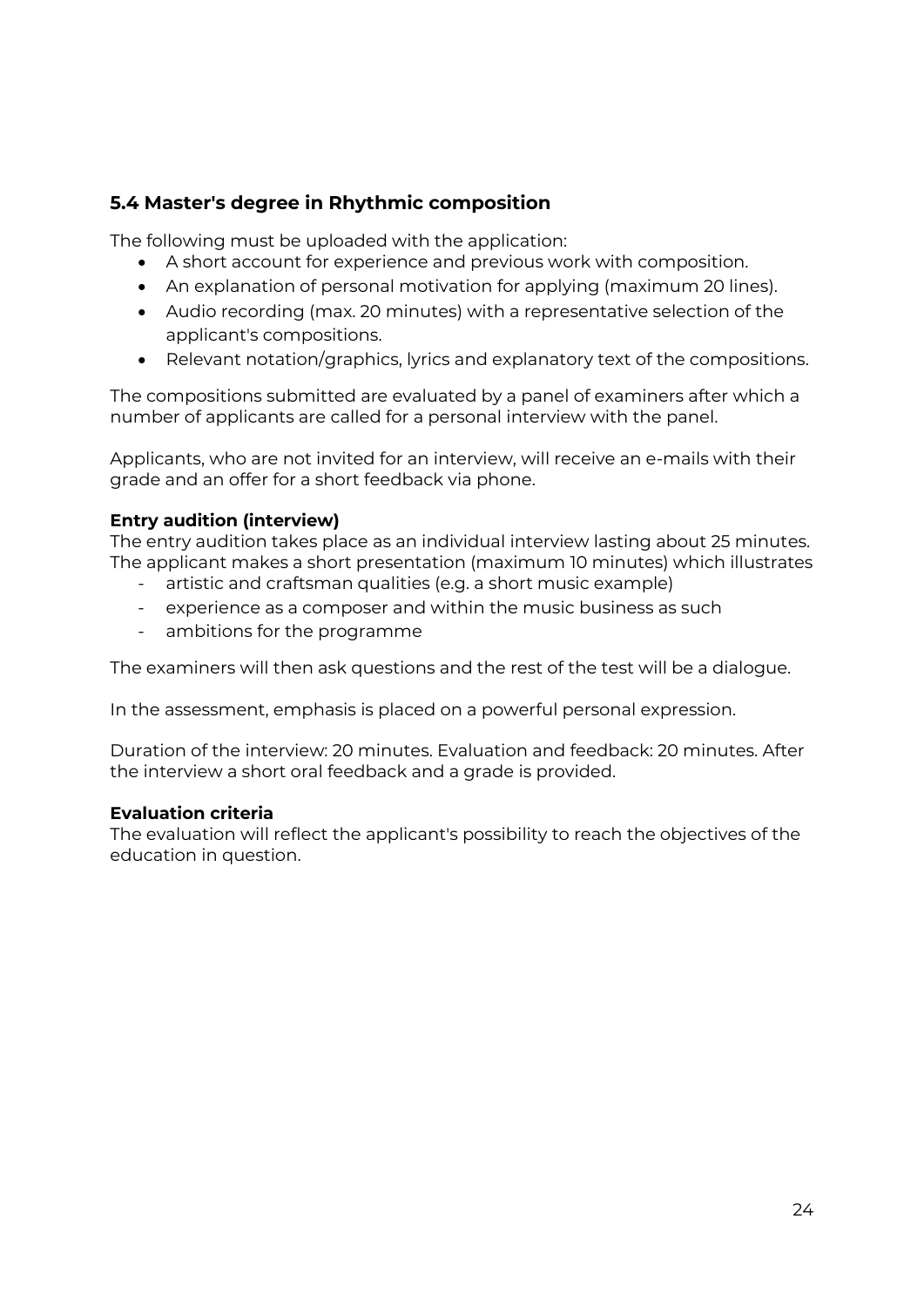## 5.4 Master's degree in Rhythmic composition

The following must be uploaded with the application:

- A short account for experience and previous work with composition.
- An explanation of personal motivation for applying (maximum 20 lines).
- Audio recording (max. 20 minutes) with a representative selection of the applicant's compositions.
- Relevant notation/graphics, lyrics and explanatory text of the compositions.

The compositions submitted are evaluated by a panel of examiners after which a number of applicants are called for a personal interview with the panel.

Applicants, who are not invited for an interview, will receive an e-mails with their grade and an offer for a short feedback via phone.

**Entry audition (interview)**
The entry audition takes place as an individual interview lasting about 25 minutes. The applicant makes a short presentation (maximum 10 minutes) which illustrates

- artistic and craftsman qualities (e.g. a short music example)
- experience as a composer and within the music business as such
- ambitions for the programme

The examiners will then ask questions and the rest of the test will be a dialogue.

In the assessment, emphasis is placed on a powerful personal expression.

Duration of the interview: 20 minutes. Evaluation and feedback: 20 minutes. After the interview a short oral feedback and a grade is provided.

**Evaluation criteria**
The evaluation will reflect the applicant's possibility to reach the objectives of the education in question.